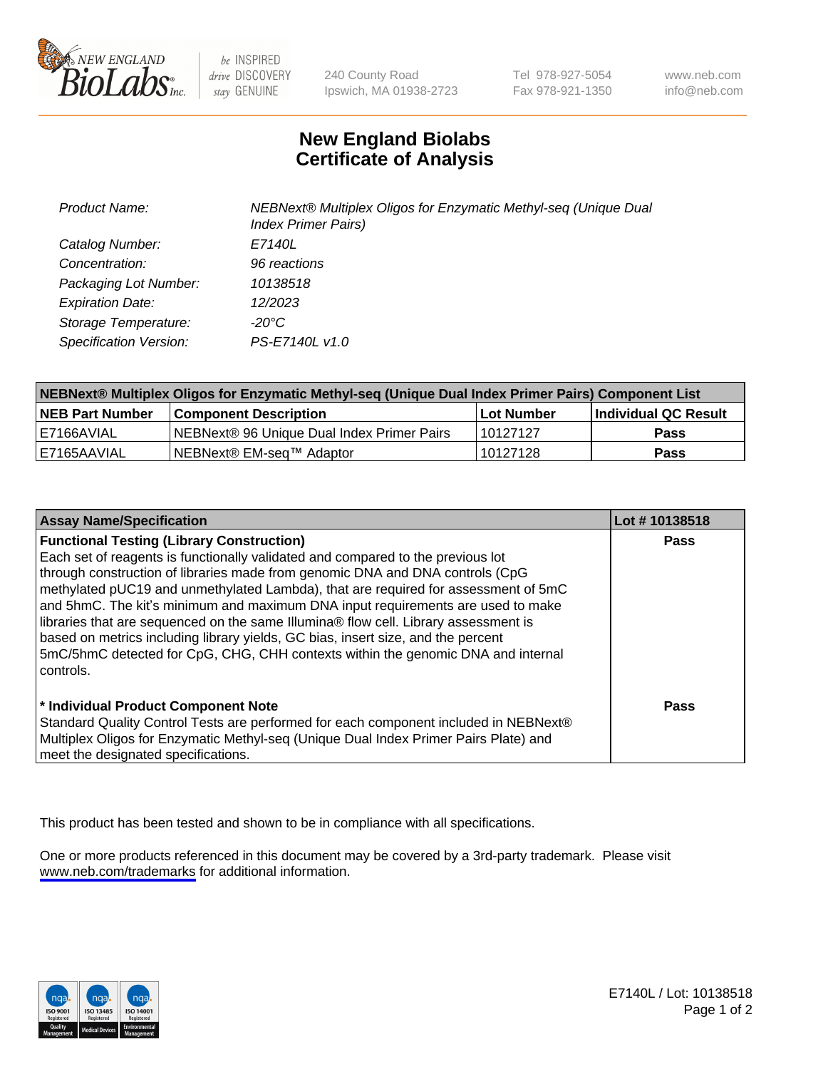# New England Biolabs Certificate of Analysis

| | |
|---|---|
| *Product Name:* | *NEBNext® Multiplex Oligos for Enzymatic Methyl-seq (Unique Dual Index Primer Pairs)* |
| *Catalog Number:* | *E7140L* |
| *Concentration:* | *96 reactions* |
| *Packaging Lot Number:* | *10138518* |
| *Expiration Date:* | *12/2023* |
| *Storage Temperature:* | *-20°C* |
| *Specification Version:* | *PS-E7140L v1.0* |

| NEBNext® Multiplex Oligos for Enzymatic Methyl-seq (Unique Dual Index Primer Pairs) Component List | | | |
|---|---|---|---|
| **NEB Part Number** | **Component Description** | **Lot Number** | **Individual QC Result** |
| E7166AVIAL | NEBNext® 96 Unique Dual Index Primer Pairs | 10127127 | **Pass** |
| E7165AAVIAL | NEBNext® EM-seq™ Adaptor | 10127128 | **Pass** |

| Assay Name/Specification | Lot # 10138518 |
|---|---|
| **Functional Testing (Library Construction)**<br>Each set of reagents is functionally validated and compared to the previous lot through construction of libraries made from genomic DNA and DNA controls (CpG methylated pUC19 and unmethylated Lambda), that are required for assessment of 5mC and 5hmC. The kit's minimum and maximum DNA input requirements are used to make libraries that are sequenced on the same Illumina® flow cell. Library assessment is based on metrics including library yields, GC bias, insert size, and the percent 5mC/5hmC detected for CpG, CHG, CHH contexts within the genomic DNA and internal controls. | **Pass** |
| **\* Individual Product Component Note**<br>Standard Quality Control Tests are performed for each component included in NEBNext® Multiplex Oligos for Enzymatic Methyl-seq (Unique Dual Index Primer Pairs Plate) and meet the designated specifications. | **Pass** |

This product has been tested and shown to be in compliance with all specifications.

One or more products referenced in this document may be covered by a 3rd-party trademark. Please visit www.neb.com/trademarks for additional information.

E7140L / Lot: 10138518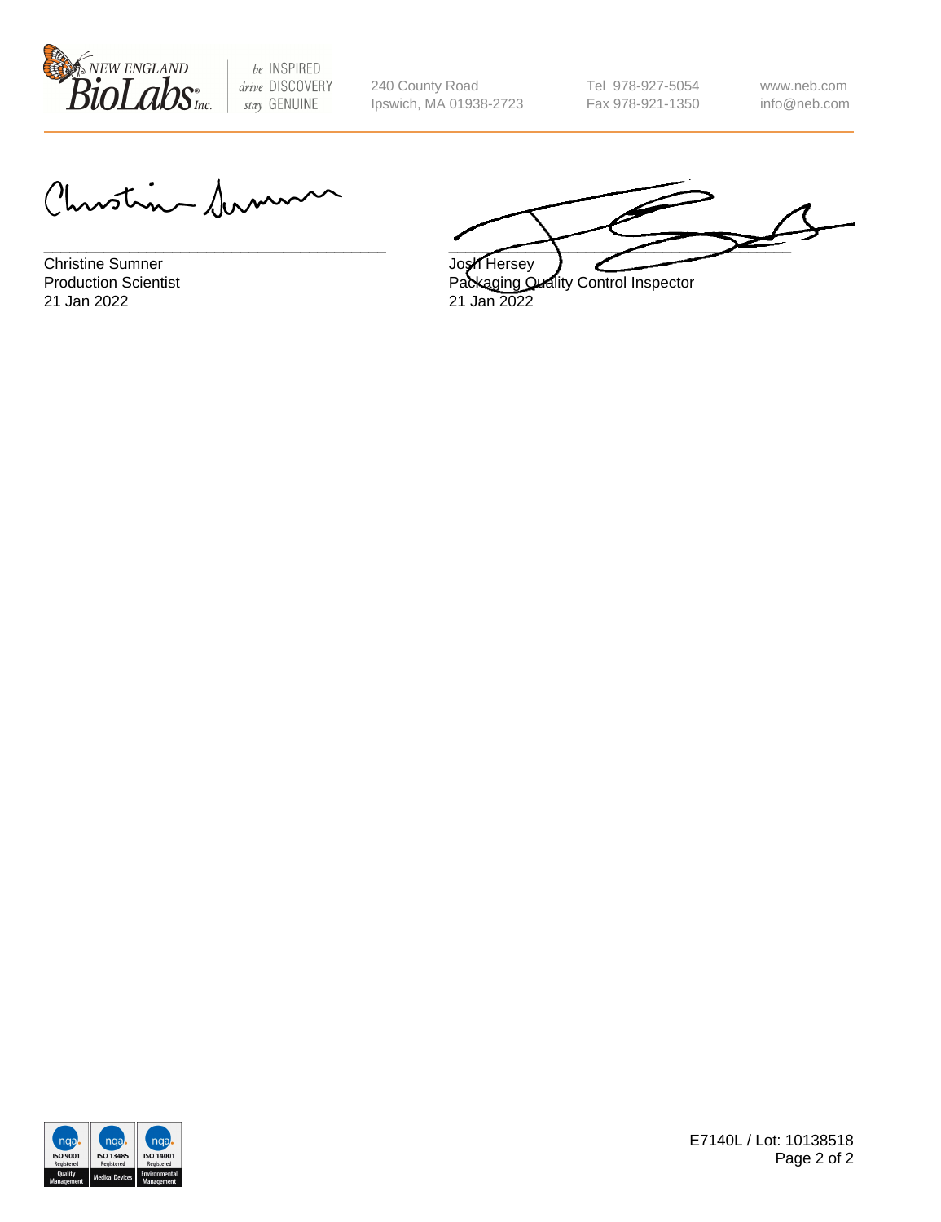NEW ENGLAND BioLabs Inc. — be INSPIRED drive DISCOVERY stay GENUINE

240 County Road
Ipswich, MA 01938-2723

Tel 978-927-5054
Fax 978-921-1350

www.neb.com
info@neb.com

| | |
|---|---|
| Christine Sumner | Josh Hersey |
| Production Scientist | Packaging Quality Control Inspector |
| 21 Jan 2022 | 21 Jan 2022 |

ISO 9001 Registered Quality Management · ISO 13485 Registered Medical Devices · ISO 14001 Registered Environmental Management

E7140L / Lot: 10138518